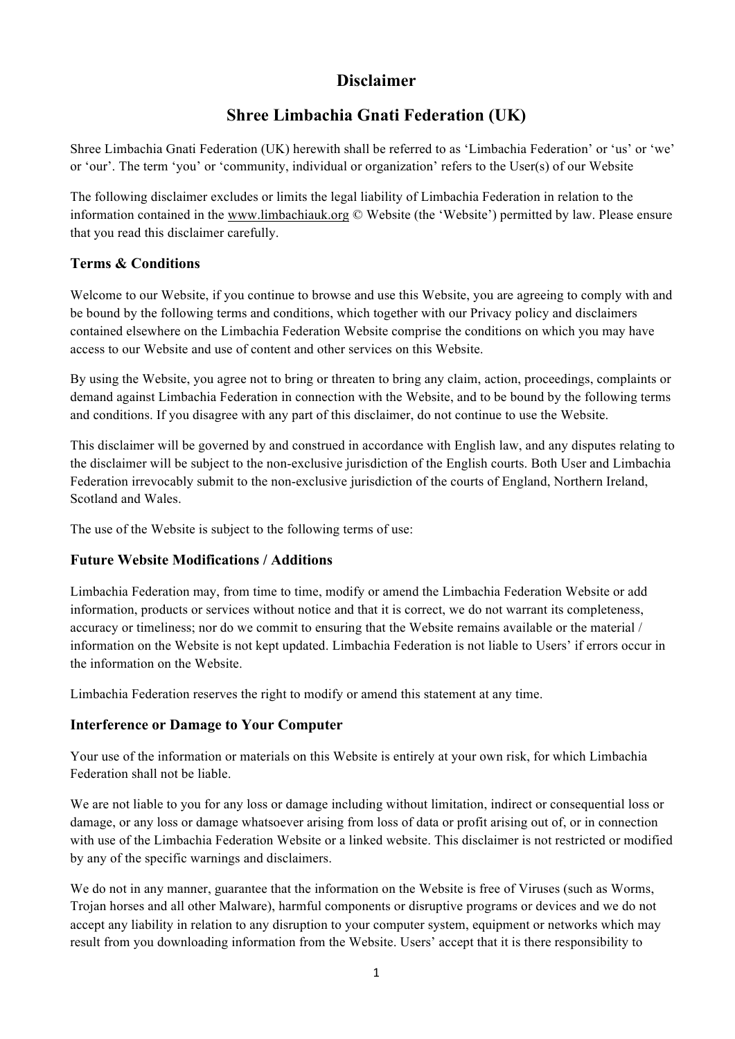# Disclaimer

# Shree Limbachia Gnati Federation (UK)

Shree Limbachia Gnati Federation (UK) herewith shall be referred to as 'Limbachia Federation' or 'us' or 'we' or 'our'. The term 'you' or 'community, individual or organization' refers to the User(s) of our Website

The following disclaimer excludes or limits the legal liability of Limbachia Federation in relation to the information contained in the www.limbachiauk.org © Website (the 'Website') permitted by law. Please ensure that you read this disclaimer carefully.

## Terms & Conditions

Welcome to our Website, if you continue to browse and use this Website, you are agreeing to comply with and be bound by the following terms and conditions, which together with our Privacy policy and disclaimers contained elsewhere on the Limbachia Federation Website comprise the conditions on which you may have access to our Website and use of content and other services on this Website.

By using the Website, you agree not to bring or threaten to bring any claim, action, proceedings, complaints or demand against Limbachia Federation in connection with the Website, and to be bound by the following terms and conditions. If you disagree with any part of this disclaimer, do not continue to use the Website.

This disclaimer will be governed by and construed in accordance with English law, and any disputes relating to the disclaimer will be subject to the non-exclusive jurisdiction of the English courts. Both User and Limbachia Federation irrevocably submit to the non-exclusive jurisdiction of the courts of England, Northern Ireland, Scotland and Wales.

The use of the Website is subject to the following terms of use:

## Future Website Modifications / Additions

Limbachia Federation may, from time to time, modify or amend the Limbachia Federation Website or add information, products or services without notice and that it is correct, we do not warrant its completeness, accuracy or timeliness; nor do we commit to ensuring that the Website remains available or the material / information on the Website is not kept updated. Limbachia Federation is not liable to Users' if errors occur in the information on the Website.

Limbachia Federation reserves the right to modify or amend this statement at any time.

## Interference or Damage to Your Computer

Your use of the information or materials on this Website is entirely at your own risk, for which Limbachia Federation shall not be liable.

We are not liable to you for any loss or damage including without limitation, indirect or consequential loss or damage, or any loss or damage whatsoever arising from loss of data or profit arising out of, or in connection with use of the Limbachia Federation Website or a linked website. This disclaimer is not restricted or modified by any of the specific warnings and disclaimers.

We do not in any manner, guarantee that the information on the Website is free of Viruses (such as Worms, Trojan horses and all other Malware), harmful components or disruptive programs or devices and we do not accept any liability in relation to any disruption to your computer system, equipment or networks which may result from you downloading information from the Website. Users' accept that it is there responsibility to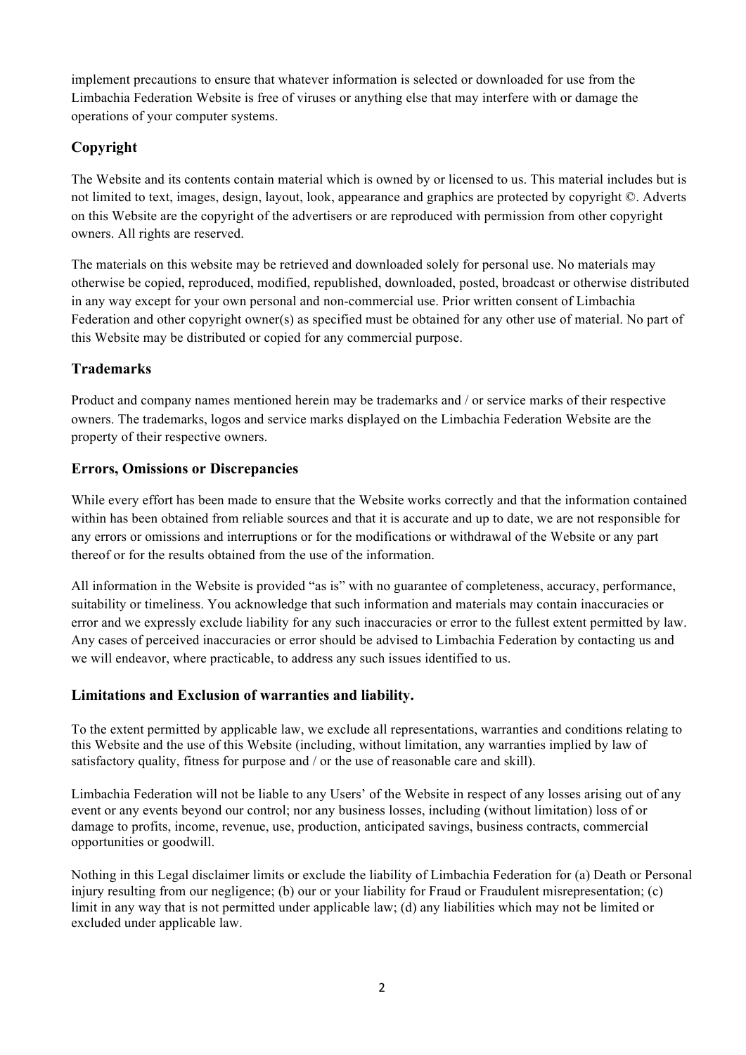implement precautions to ensure that whatever information is selected or downloaded for use from the Limbachia Federation Website is free of viruses or anything else that may interfere with or damage the operations of your computer systems.

## Copyright

The Website and its contents contain material which is owned by or licensed to us. This material includes but is not limited to text, images, design, layout, look, appearance and graphics are protected by copyright ©. Adverts on this Website are the copyright of the advertisers or are reproduced with permission from other copyright owners. All rights are reserved.

The materials on this website may be retrieved and downloaded solely for personal use. No materials may otherwise be copied, reproduced, modified, republished, downloaded, posted, broadcast or otherwise distributed in any way except for your own personal and non-commercial use. Prior written consent of Limbachia Federation and other copyright owner(s) as specified must be obtained for any other use of material. No part of this Website may be distributed or copied for any commercial purpose.

## Trademarks

Product and company names mentioned herein may be trademarks and / or service marks of their respective owners. The trademarks, logos and service marks displayed on the Limbachia Federation Website are the property of their respective owners.

## Errors, Omissions or Discrepancies

While every effort has been made to ensure that the Website works correctly and that the information contained within has been obtained from reliable sources and that it is accurate and up to date, we are not responsible for any errors or omissions and interruptions or for the modifications or withdrawal of the Website or any part thereof or for the results obtained from the use of the information.

All information in the Website is provided "as is" with no guarantee of completeness, accuracy, performance, suitability or timeliness. You acknowledge that such information and materials may contain inaccuracies or error and we expressly exclude liability for any such inaccuracies or error to the fullest extent permitted by law. Any cases of perceived inaccuracies or error should be advised to Limbachia Federation by contacting us and we will endeavor, where practicable, to address any such issues identified to us.

## Limitations and Exclusion of warranties and liability.

To the extent permitted by applicable law, we exclude all representations, warranties and conditions relating to this Website and the use of this Website (including, without limitation, any warranties implied by law of satisfactory quality, fitness for purpose and / or the use of reasonable care and skill).

Limbachia Federation will not be liable to any Users' of the Website in respect of any losses arising out of any event or any events beyond our control; nor any business losses, including (without limitation) loss of or damage to profits, income, revenue, use, production, anticipated savings, business contracts, commercial opportunities or goodwill.

Nothing in this Legal disclaimer limits or exclude the liability of Limbachia Federation for (a) Death or Personal injury resulting from our negligence; (b) our or your liability for Fraud or Fraudulent misrepresentation; (c) limit in any way that is not permitted under applicable law; (d) any liabilities which may not be limited or excluded under applicable law.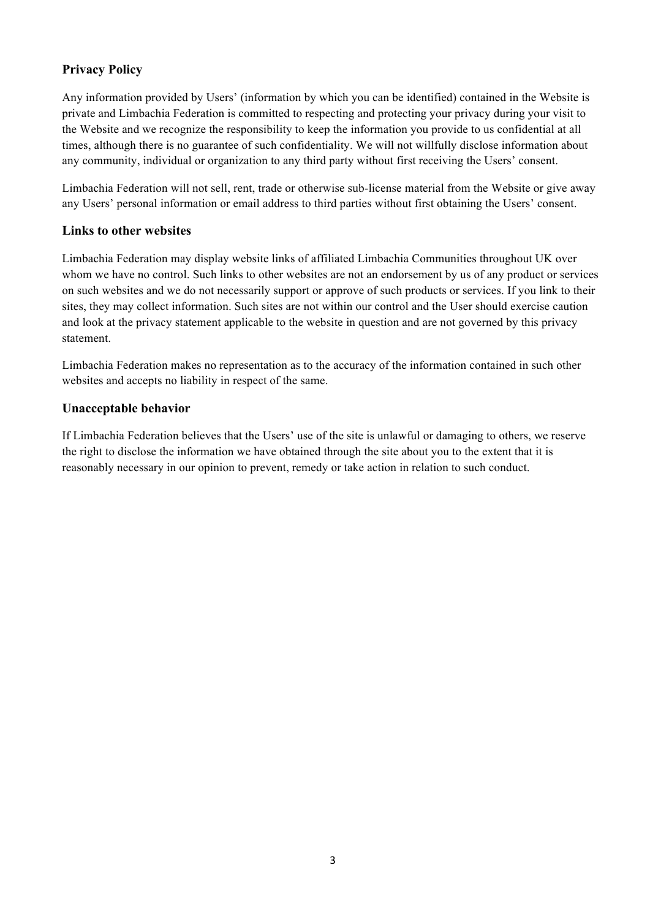## Privacy Policy

Any information provided by Users' (information by which you can be identified) contained in the Website is private and Limbachia Federation is committed to respecting and protecting your privacy during your visit to the Website and we recognize the responsibility to keep the information you provide to us confidential at all times, although there is no guarantee of such confidentiality. We will not willfully disclose information about any community, individual or organization to any third party without first receiving the Users' consent.

Limbachia Federation will not sell, rent, trade or otherwise sub-license material from the Website or give away any Users' personal information or email address to third parties without first obtaining the Users' consent.

## Links to other websites

Limbachia Federation may display website links of affiliated Limbachia Communities throughout UK over whom we have no control. Such links to other websites are not an endorsement by us of any product or services on such websites and we do not necessarily support or approve of such products or services. If you link to their sites, they may collect information. Such sites are not within our control and the User should exercise caution and look at the privacy statement applicable to the website in question and are not governed by this privacy statement.

Limbachia Federation makes no representation as to the accuracy of the information contained in such other websites and accepts no liability in respect of the same.

## Unacceptable behavior

If Limbachia Federation believes that the Users' use of the site is unlawful or damaging to others, we reserve the right to disclose the information we have obtained through the site about you to the extent that it is reasonably necessary in our opinion to prevent, remedy or take action in relation to such conduct.